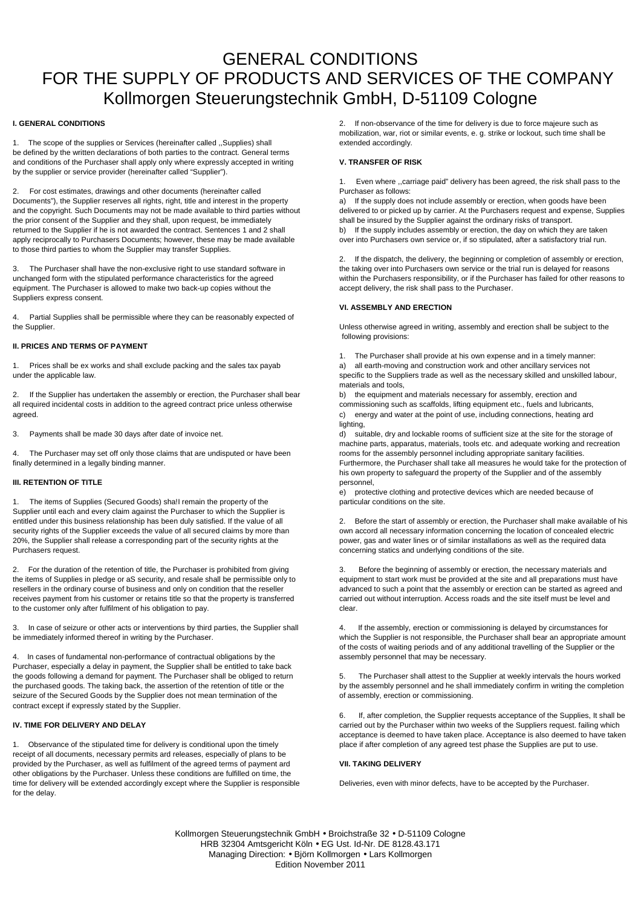# GENERAL CONDITIONS
# FOR THE SUPPLY OF PRODUCTS AND SERVICES OF THE COMPANY
# Kollmorgen Steuerungstechnik GmbH, D-51109 Cologne

### I. GENERAL CONDITIONS

1. The scope of the supplies or Services (hereinafter called ,,Supplies) shall be defined by the written declarations of both parties to the contract. General terms and conditions of the Purchaser shall apply only where expressly accepted in writing by the supplier or service provider (hereinafter called "Supplier").

2. For cost estimates, drawings and other documents (hereinafter called Documents"), the Supplier reserves all rights, right, title and interest in the property and the copyright. Such Documents may not be made available to third parties without the prior consent of the Supplier and they shall, upon request, be immediately returned to the Supplier if he is not awarded the contract. Sentences 1 and 2 shall apply reciprocally to Purchasers Documents; however, these may be made available to those third parties to whom the Supplier may transfer Supplies.

3. The Purchaser shall have the non-exclusive right to use standard software in unchanged form with the stipulated performance characteristics for the agreed equipment. The Purchaser is allowed to make two back-up copies without the Suppliers express consent.

4. Partial Supplies shall be permissible where they can be reasonably expected of the Supplier.

### II. PRICES AND TERMS OF PAYMENT

1. Prices shall be ex works and shall exclude packing and the sales tax payab under the applicable law.

2. If the Supplier has undertaken the assembly or erection, the Purchaser shall bear all required incidental costs in addition to the agreed contract price unless otherwise agreed.

3. Payments shall be made 30 days after date of invoice net.

4. The Purchaser may set off only those claims that are undisputed or have been finally determined in a legally binding manner.

### III. RETENTION OF TITLE

1. The items of Supplies (Secured Goods) sha!I remain the property of the Supplier until each and every claim against the Purchaser to which the Supplier is entitled under this business relationship has been duly satisfied. If the value of all security rights of the Supplier exceeds the value of all secured claims by more than 20%, the Supplier shall release a corresponding part of the security rights at the Purchasers request.

2. For the duration of the retention of title, the Purchaser is prohibited from giving the items of Supplies in pledge or aS security, and resale shall be permissible only to resellers in the ordinary course of business and only on condition that the reseller receives payment from his customer or retains title so that the property is transferred to the customer only after fulfilment of his obligation to pay.

3. In case of seizure or other acts or interventions by third parties, the Supplier shall be immediately informed thereof in writing by the Purchaser.

4. In cases of fundamental non-performance of contractual obligations by the Purchaser, especially a delay in payment, the Supplier shall be entitled to take back the goods following a demand for payment. The Purchaser shall be obliged to return the purchased goods. The taking back, the assertion of the retention of title or the seizure of the Secured Goods by the Supplier does not mean termination of the contract except if expressly stated by the Supplier.

### IV. TIME FOR DELIVERY AND DELAY

1. Observance of the stipulated time for delivery is conditional upon the timely receipt of all documents, necessary permits ard releases, especially of plans to be provided by the Purchaser, as well as fulfilment of the agreed terms of payment ard other obligations by the Purchaser. Unless these conditions are fulfilled on time, the time for delivery will be extended accordingly except where the Supplier is responsible for the delay.

2. If non-observance of the time for delivery is due to force majeure such as mobilization, war, riot or similar events, e. g. strike or lockout, such time shall be extended accordingly.

### V. TRANSFER OF RISK

1. Even where ,,carriage paid" delivery has been agreed, the risk shall pass to the Purchaser as follows:
a) If the supply does not include assembly or erection, when goods have been delivered to or picked up by carrier. At the Purchasers request and expense, Supplies shall be insured by the Supplier against the ordinary risks of transport.
b) If the supply includes assembly or erection, the day on which they are taken over into Purchasers own service or, if so stipulated, after a satisfactory trial run.

2. If the dispatch, the delivery, the beginning or completion of assembly or erection, the taking over into Purchasers own service or the trial run is delayed for reasons within the Purchasers responsibility, or if the Purchaser has failed for other reasons to accept delivery, the risk shall pass to the Purchaser.

### VI. ASSEMBLY AND ERECTION

Unless otherwise agreed in writing, assembly and erection shall be subject to the following provisions:

1. The Purchaser shall provide at his own expense and in a timely manner:
a) all earth-moving and construction work and other ancillary services not specific to the Suppliers trade as well as the necessary skilled and unskilled labour, materials and tools,
b) the equipment and materials necessary for assembly, erection and commissioning such as scaffolds, lifting equipment etc., fuels and lubricants,
c) energy and water at the point of use, including connections, heating ard lighting,
d) suitable, dry and lockable rooms of sufficient size at the site for the storage of machine parts, apparatus, materials, tools etc. and adequate working and recreation rooms for the assembly personnel including appropriate sanitary facilities. Furthermore, the Purchaser shall take all measures he would take for the protection of his own property to safeguard the property of the Supplier and of the assembly personnel,
e) protective clothing and protective devices which are needed because of particular conditions on the site.

2. Before the start of assembly or erection, the Purchaser shall make available of his own accord all necessary information concerning the location of concealed electric power, gas and water lines or of similar installations as well as the required data concerning statics and underlying conditions of the site.

3. Before the beginning of assembly or erection, the necessary materials and equipment to start work must be provided at the site and all preparations must have advanced to such a point that the assembly or erection can be started as agreed and carried out without interruption. Access roads and the site itself must be level and clear.

4. If the assembly, erection or commissioning is delayed by circumstances for which the Supplier is not responsible, the Purchaser shall bear an appropriate amount of the costs of waiting periods and of any additional travelling of the Supplier or the assembly personnel that may be necessary.

5. The Purchaser shall attest to the Supplier at weekly intervals the hours worked by the assembly personnel and he shall immediately confirm in writing the completion of assembly, erection or commissioning.

6. If, after completion, the Supplier requests acceptance of the Supplies, It shall be carried out by the Purchaser within two weeks of the Suppliers request. failing which acceptance is deemed to have taken place. Acceptance is also deemed to have taken place if after completion of any agreed test phase the Supplies are put to use.

### VII. TAKING DELIVERY

Deliveries, even with minor defects, have to be accepted by the Purchaser.

Kollmorgen Steuerungstechnik GmbH • Broichstraße 32 • D-51109 Cologne
HRB 32304 Amtsgericht Köln • EG Ust. Id-Nr. DE 8128.43.171
Managing Direction: • Björn Kollmorgen • Lars Kollmorgen
Edition November 2011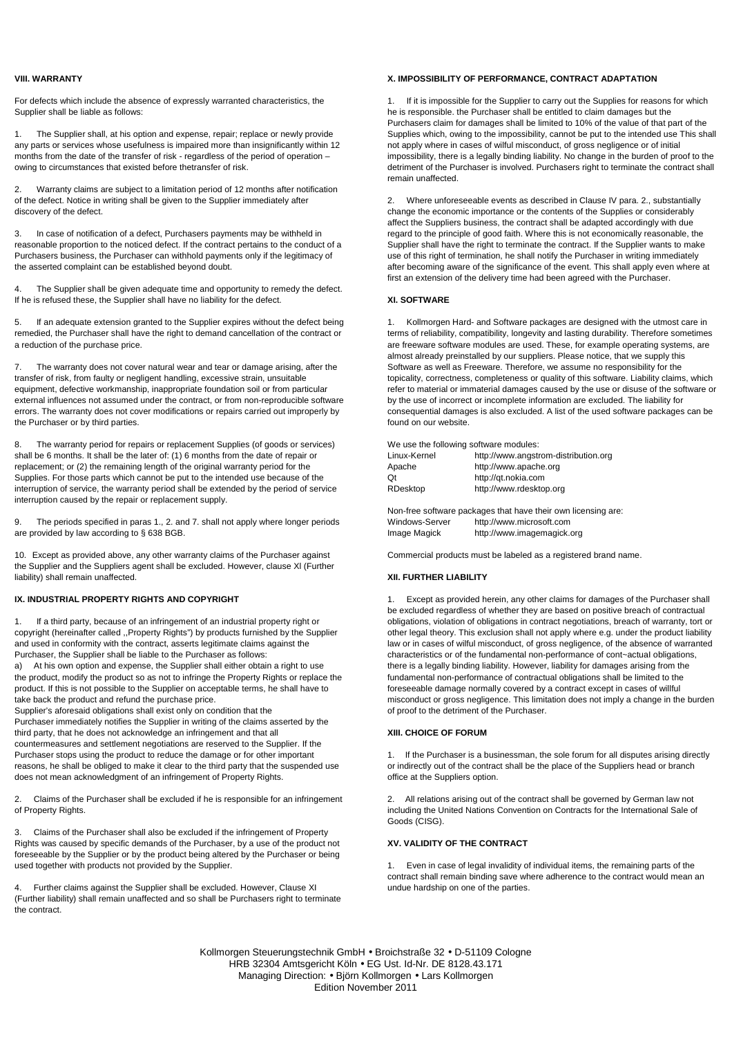### VIII. WARRANTY

For defects which include the absence of expressly warranted characteristics, the Supplier shall be liable as follows:

1. The Supplier shall, at his option and expense, repair; replace or newly provide any parts or services whose usefulness is impaired more than insignificantly within 12 months from the date of the transfer of risk - regardless of the period of operation – owing to circumstances that existed before thetransfer of risk.

2. Warranty claims are subject to a limitation period of 12 months after notification of the defect. Notice in writing shall be given to the Supplier immediately after discovery of the defect.

3. In case of notification of a defect, Purchasers payments may be withheld in reasonable proportion to the noticed defect. If the contract pertains to the conduct of a Purchasers business, the Purchaser can withhold payments only if the legitimacy of the asserted complaint can be established beyond doubt.

4. The Supplier shall be given adequate time and opportunity to remedy the defect. If he is refused these, the Supplier shall have no liability for the defect.

5. If an adequate extension granted to the Supplier expires without the defect being remedied, the Purchaser shall have the right to demand cancellation of the contract or a reduction of the purchase price.

7. The warranty does not cover natural wear and tear or damage arising, after the transfer of risk, from faulty or negligent handling, excessive strain, unsuitable equipment, defective workmanship, inappropriate foundation soil or from particular external influences not assumed under the contract, or from non-reproducible software errors. The warranty does not cover modifications or repairs carried out improperly by the Purchaser or by third parties.

8. The warranty period for repairs or replacement Supplies (of goods or services) shall be 6 months. It shall be the later of: (1) 6 months from the date of repair or replacement; or (2) the remaining length of the original warranty period for the Supplies. For those parts which cannot be put to the intended use because of the interruption of service, the warranty period shall be extended by the period of service interruption caused by the repair or replacement supply.

9. The periods specified in paras 1., 2. and 7. shall not apply where longer periods are provided by law according to § 638 BGB.

10. Except as provided above, any other warranty claims of the Purchaser against the Supplier and the Suppliers agent shall be excluded. However, clause XI (Further liability) shall remain unaffected.

### IX. INDUSTRIAL PROPERTY RIGHTS AND COPYRIGHT

1. If a third party, because of an infringement of an industrial property right or copyright (hereinafter called ,,Property Rights") by products furnished by the Supplier and used in conformity with the contract, asserts legitimate claims against the Purchaser, the Supplier shall be liable to the Purchaser as follows:
a) At his own option and expense, the Supplier shall either obtain a right to use the product, modify the product so as not to infringe the Property Rights or replace the product. If this is not possible to the Supplier on acceptable terms, he shall have to take back the product and refund the purchase price.
Supplier's aforesaid obligations shall exist only on condition that the Purchaser immediately notifies the Supplier in writing of the claims asserted by the third party, that he does not acknowledge an infringement and that all countermeasures and settlement negotiations are reserved to the Supplier. If the Purchaser stops using the product to reduce the damage or for other important reasons, he shall be obliged to make it clear to the third party that the suspended use does not mean acknowledgment of an infringement of Property Rights.

2. Claims of the Purchaser shall be excluded if he is responsible for an infringement of Property Rights.

3. Claims of the Purchaser shall also be excluded if the infringement of Property Rights was caused by specific demands of the Purchaser, by a use of the product not foreseeable by the Supplier or by the product being altered by the Purchaser or being used together with products not provided by the Supplier.

4. Further claims against the Supplier shall be excluded. However, Clause XI (Further liability) shall remain unaffected and so shall be Purchasers right to terminate the contract.

### X. IMPOSSIBILITY OF PERFORMANCE, CONTRACT ADAPTATION

1. If it is impossible for the Supplier to carry out the Supplies for reasons for which he is responsible. the Purchaser shall be entitled to claim damages but the Purchasers claim for damages shall be limited to 10% of the value of that part of the Supplies which, owing to the impossibility, cannot be put to the intended use This shall not apply where in cases of wilful misconduct, of gross negligence or of initial impossibility, there is a legally binding liability. No change in the burden of proof to the detriment of the Purchaser is involved. Purchasers right to terminate the contract shall remain unaffected.

2. Where unforeseeable events as described in Clause IV para. 2., substantially change the economic importance or the contents of the Supplies or considerably affect the Suppliers business, the contract shall be adapted accordingly with due regard to the principle of good faith. Where this is not economically reasonable, the Supplier shall have the right to terminate the contract. If the Supplier wants to make use of this right of termination, he shall notify the Purchaser in writing immediately after becoming aware of the significance of the event. This shall apply even where at first an extension of the delivery time had been agreed with the Purchaser.

### XI. SOFTWARE

1. Kollmorgen Hard- and Software packages are designed with the utmost care in terms of reliability, compatibility, longevity and lasting durability. Therefore sometimes are freeware software modules are used. These, for example operating systems, are almost already preinstalled by our suppliers. Please notice, that we supply this Software as well as Freeware. Therefore, we assume no responsibility for the topicality, correctness, completeness or quality of this software. Liability claims, which refer to material or immaterial damages caused by the use or disuse of the software or by the use of incorrect or incomplete information are excluded. The liability for consequential damages is also excluded. A list of the used software packages can be found on our website.

We use the following software modules:

| | |
|---|---|
| Linux-Kernel | http://www.angstrom-distribution.org |
| Apache | http://www.apache.org |
| Qt | http://qt.nokia.com |
| RDesktop | http://www.rdesktop.org |

Non-free software packages that have their own licensing are:

| | |
|---|---|
| Windows-Server | http://www.microsoft.com |
| Image Magick | http://www.imagemagick.org |

Commercial products must be labeled as a registered brand name.

### XII. FURTHER LIABILITY

1. Except as provided herein, any other claims for damages of the Purchaser shall be excluded regardless of whether they are based on positive breach of contractual obligations, violation of obligations in contract negotiations, breach of warranty, tort or other legal theory. This exclusion shall not apply where e.g. under the product liability law or in cases of wilful misconduct, of gross negligence, of the absence of warranted characteristics or of the fundamental non-performance of cont~actual obligations, there is a legally binding liability. However, liability for damages arising from the fundamental non-performance of contractual obligations shall be limited to the foreseeable damage normally covered by a contract except in cases of willful misconduct or gross negligence. This limitation does not imply a change in the burden of proof to the detriment of the Purchaser.

### XIII. CHOICE OF FORUM

1. If the Purchaser is a businessman, the sole forum for all disputes arising directly or indirectly out of the contract shall be the place of the Suppliers head or branch office at the Suppliers option.

2. All relations arising out of the contract shall be governed by German law not including the United Nations Convention on Contracts for the International Sale of Goods (CISG).

### XV. VALIDITY OF THE CONTRACT

1. Even in case of legal invalidity of individual items, the remaining parts of the contract shall remain binding save where adherence to the contract would mean an undue hardship on one of the parties.

Kollmorgen Steuerungstechnik GmbH • Broichstraße 32 • D-51109 Cologne
HRB 32304 Amtsgericht Köln • EG Ust. Id-Nr. DE 8128.43.171
Managing Direction: • Björn Kollmorgen • Lars Kollmorgen
Edition November 2011